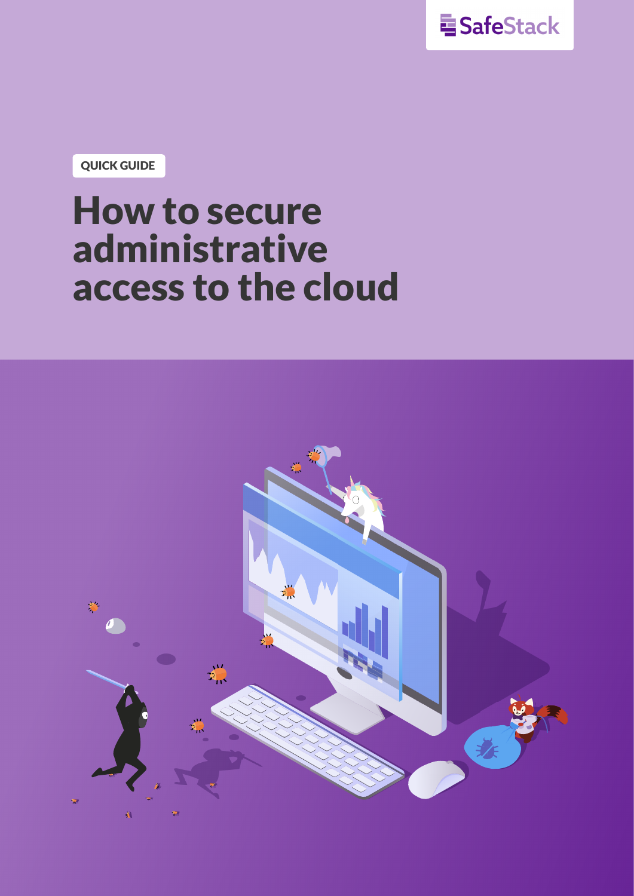SafeStack

QUICK GUIDE

# How to secure administrative access to the cloud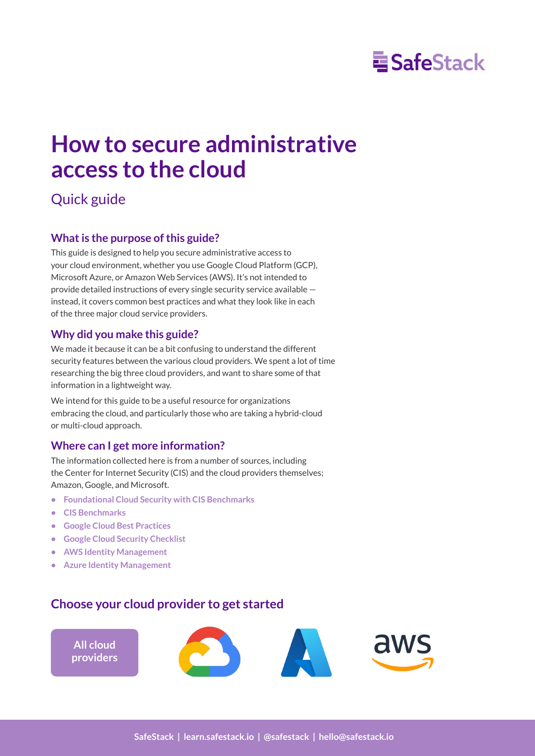# How to secure administrative access to the cloud

Quick guide

## What is the purpose of this guide?

This guide is designed to help you secure administrative access to your cloud environment, whether you use Google Cloud Platform (GCP), Microsoft Azure, or Amazon Web Services (AWS). It's not intended to provide detailed instructions of every single security service available — instead, it covers common best practices and what they look like in each of the three major cloud service providers.

## Why did you make this guide?

We made it because it can be a bit confusing to understand the different security features between the various cloud providers. We spent a lot of time researching the big three cloud providers, and want to share some of that information in a lightweight way.

We intend for this guide to be a useful resource for organizations embracing the cloud, and particularly those who are taking a hybrid-cloud or multi-cloud approach.

## Where can I get more information?

The information collected here is from a number of sources, including the Center for Internet Security (CIS) and the cloud providers themselves; Amazon, Google, and Microsoft.

- Foundational Cloud Security with CIS Benchmarks
- CIS Benchmarks
- Google Cloud Best Practices
- Google Cloud Security Checklist
- AWS Identity Management
- Azure Identity Management

## Choose your cloud provider to get started

All cloud providers

aws

SafeStack | learn.safestack.io | @safestack | hello@safestack.io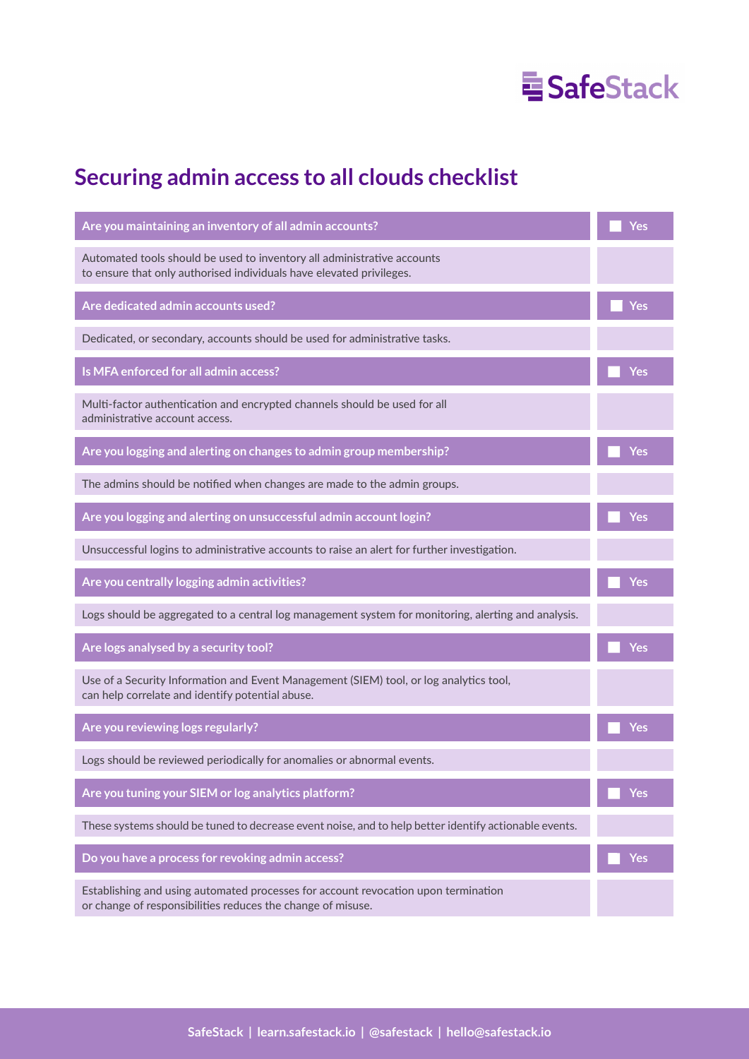# Securing admin access to all clouds checklist

| | |
|---|---|
| **Are you maintaining an inventory of all admin accounts?** | ☐ Yes |
| Automated tools should be used to inventory all administrative accounts to ensure that only authorised individuals have elevated privileges. | |
| **Are dedicated admin accounts used?** | ☐ Yes |
| Dedicated, or secondary, accounts should be used for administrative tasks. | |
| **Is MFA enforced for all admin access?** | ☐ Yes |
| Multi-factor authentication and encrypted channels should be used for all administrative account access. | |
| **Are you logging and alerting on changes to admin group membership?** | ☐ Yes |
| The admins should be notified when changes are made to the admin groups. | |
| **Are you logging and alerting on unsuccessful admin account login?** | ☐ Yes |
| Unsuccessful logins to administrative accounts to raise an alert for further investigation. | |
| **Are you centrally logging admin activities?** | ☐ Yes |
| Logs should be aggregated to a central log management system for monitoring, alerting and analysis. | |
| **Are logs analysed by a security tool?** | ☐ Yes |
| Use of a Security Information and Event Management (SIEM) tool, or log analytics tool, can help correlate and identify potential abuse. | |
| **Are you reviewing logs regularly?** | ☐ Yes |
| Logs should be reviewed periodically for anomalies or abnormal events. | |
| **Are you tuning your SIEM or log analytics platform?** | ☐ Yes |
| These systems should be tuned to decrease event noise, and to help better identify actionable events. | |
| **Do you have a process for revoking admin access?** | ☐ Yes |
| Establishing and using automated processes for account revocation upon termination or change of responsibilities reduces the change of misuse. | |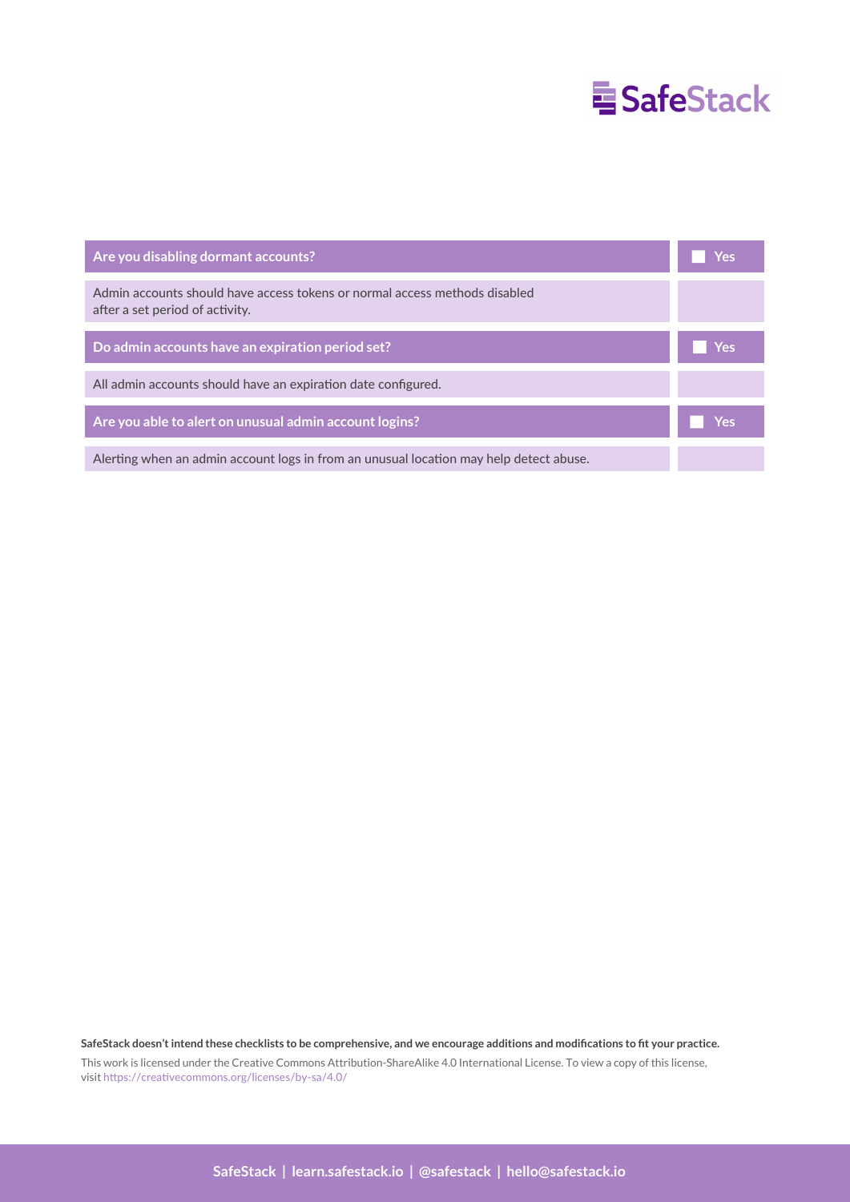| Are you disabling dormant accounts? | ☐ Yes |
| --- | --- |
| Admin accounts should have access tokens or normal access methods disabled after a set period of activity. | |
| **Do admin accounts have an expiration period set?** | ☐ Yes |
| All admin accounts should have an expiration date configured. | |
| **Are you able to alert on unusual admin account logins?** | ☐ Yes |
| Alerting when an admin account logs in from an unusual location may help detect abuse. | |

**SafeStack doesn't intend these checklists to be comprehensive, and we encourage additions and modifications to fit your practice.**

This work is licensed under the Creative Commons Attribution-ShareAlike 4.0 International License. To view a copy of this license, visit https://creativecommons.org/licenses/by-sa/4.0/

SafeStack | learn.safestack.io | @safestack | hello@safestack.io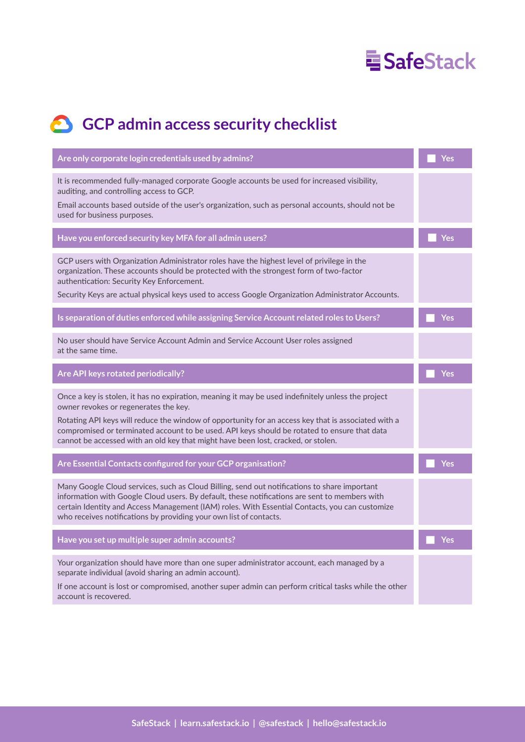# GCP admin access security checklist

**Are only corporate login credentials used by admins?** ☐ Yes

It is recommended fully-managed corporate Google accounts be used for increased visibility, auditing, and controlling access to GCP.

Email accounts based outside of the user's organization, such as personal accounts, should not be used for business purposes.

**Have you enforced security key MFA for all admin users?** ☐ Yes

GCP users with Organization Administrator roles have the highest level of privilege in the organization. These accounts should be protected with the strongest form of two-factor authentication: Security Key Enforcement.

Security Keys are actual physical keys used to access Google Organization Administrator Accounts.

**Is separation of duties enforced while assigning Service Account related roles to Users?** ☐ Yes

No user should have Service Account Admin and Service Account User roles assigned at the same time.

**Are API keys rotated periodically?** ☐ Yes

Once a key is stolen, it has no expiration, meaning it may be used indefinitely unless the project owner revokes or regenerates the key.

Rotating API keys will reduce the window of opportunity for an access key that is associated with a compromised or terminated account to be used. API keys should be rotated to ensure that data cannot be accessed with an old key that might have been lost, cracked, or stolen.

**Are Essential Contacts configured for your GCP organisation?** ☐ Yes

Many Google Cloud services, such as Cloud Billing, send out notifications to share important information with Google Cloud users. By default, these notifications are sent to members with certain Identity and Access Management (IAM) roles. With Essential Contacts, you can customize who receives notifications by providing your own list of contacts.

**Have you set up multiple super admin accounts?** ☐ Yes

Your organization should have more than one super administrator account, each managed by a separate individual (avoid sharing an admin account).

If one account is lost or compromised, another super admin can perform critical tasks while the other account is recovered.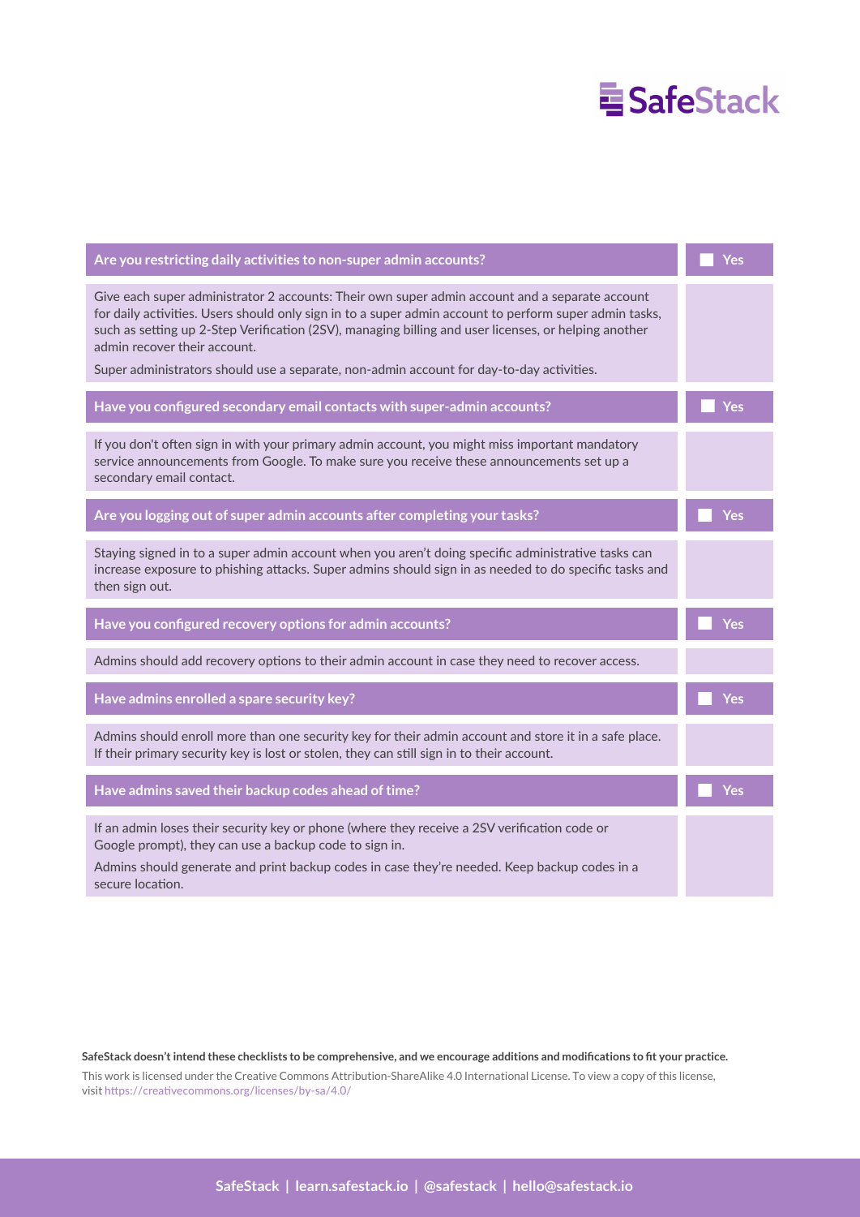| Are you restricting daily activities to non-super admin accounts? | ☐ Yes |
|---|---|
| Give each super administrator 2 accounts: Their own super admin account and a separate account for daily activities. Users should only sign in to a super admin account to perform super admin tasks, such as setting up 2-Step Verification (2SV), managing billing and user licenses, or helping another admin recover their account.<br><br>Super administrators should use a separate, non-admin account for day-to-day activities. | |
| **Have you configured secondary email contacts with super-admin accounts?** | ☐ Yes |
| If you don't often sign in with your primary admin account, you might miss important mandatory service announcements from Google. To make sure you receive these announcements set up a secondary email contact. | |
| **Are you logging out of super admin accounts after completing your tasks?** | ☐ Yes |
| Staying signed in to a super admin account when you aren't doing specific administrative tasks can increase exposure to phishing attacks. Super admins should sign in as needed to do specific tasks and then sign out. | |
| **Have you configured recovery options for admin accounts?** | ☐ Yes |
| Admins should add recovery options to their admin account in case they need to recover access. | |
| **Have admins enrolled a spare security key?** | ☐ Yes |
| Admins should enroll more than one security key for their admin account and store it in a safe place. If their primary security key is lost or stolen, they can still sign in to their account. | |
| **Have admins saved their backup codes ahead of time?** | ☐ Yes |
| If an admin loses their security key or phone (where they receive a 2SV verification code or Google prompt), they can use a backup code to sign in.<br><br>Admins should generate and print backup codes in case they're needed. Keep backup codes in a secure location. | |

**SafeStack doesn't intend these checklists to be comprehensive, and we encourage additions and modifications to fit your practice.**

This work is licensed under the Creative Commons Attribution-ShareAlike 4.0 International License. To view a copy of this license, visit https://creativecommons.org/licenses/by-sa/4.0/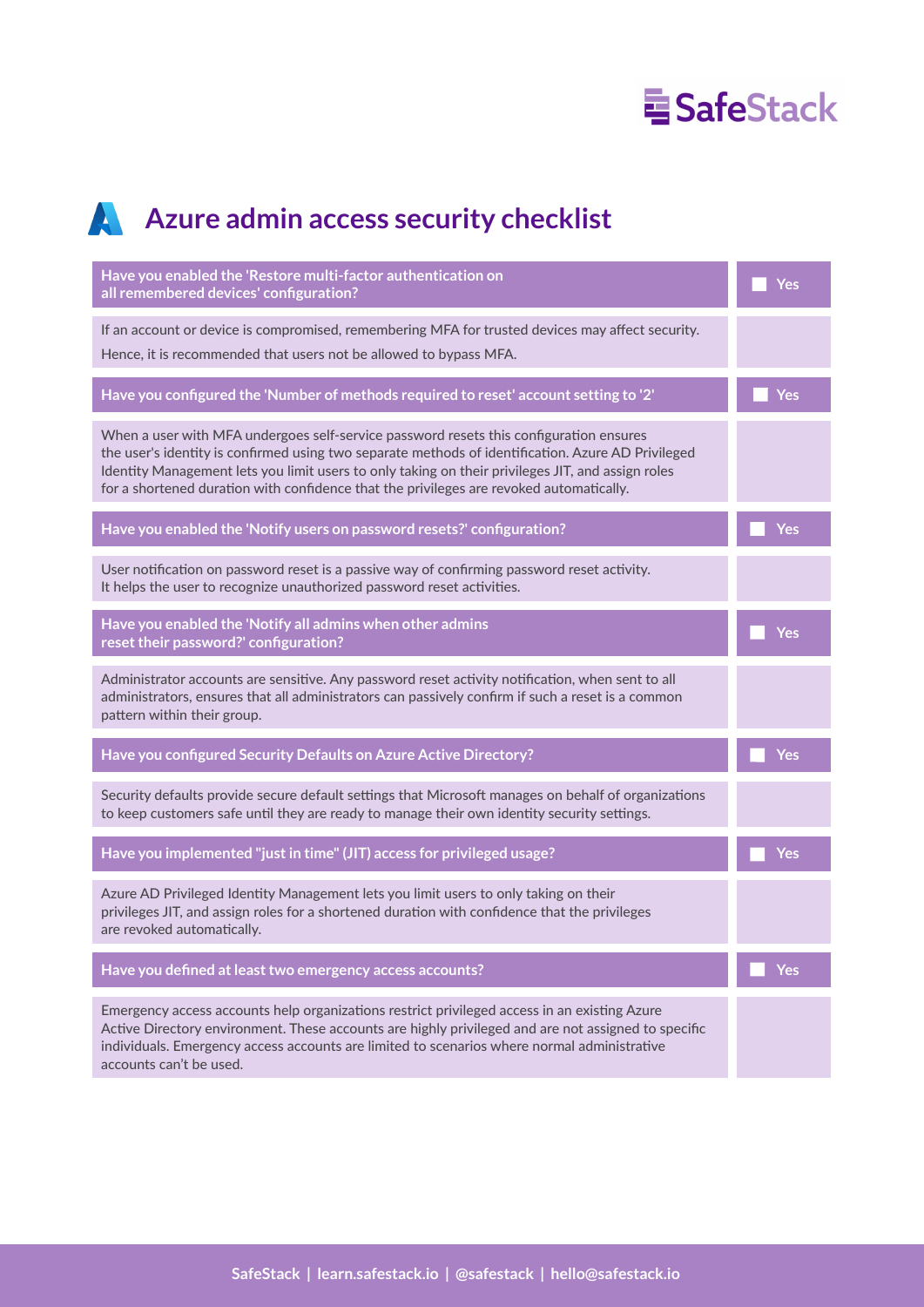# Azure admin access security checklist

**Have you enabled the 'Restore multi-factor authentication on all remembered devices' configuration?**

- [ ] Yes

If an account or device is compromised, remembering MFA for trusted devices may affect security.
Hence, it is recommended that users not be allowed to bypass MFA.

**Have you configured the 'Number of methods required to reset' account setting to '2'**

- [ ] Yes

When a user with MFA undergoes self-service password resets this configuration ensures the user's identity is confirmed using two separate methods of identification. Azure AD Privileged Identity Management lets you limit users to only taking on their privileges JIT, and assign roles for a shortened duration with confidence that the privileges are revoked automatically.

**Have you enabled the 'Notify users on password resets?' configuration?**

- [ ] Yes

User notification on password reset is a passive way of confirming password reset activity.
It helps the user to recognize unauthorized password reset activities.

**Have you enabled the 'Notify all admins when other admins reset their password?' configuration?**

- [ ] Yes

Administrator accounts are sensitive. Any password reset activity notification, when sent to all administrators, ensures that all administrators can passively confirm if such a reset is a common pattern within their group.

**Have you configured Security Defaults on Azure Active Directory?**

- [ ] Yes

Security defaults provide secure default settings that Microsoft manages on behalf of organizations to keep customers safe until they are ready to manage their own identity security settings.

**Have you implemented "just in time" (JIT) access for privileged usage?**

- [ ] Yes

Azure AD Privileged Identity Management lets you limit users to only taking on their privileges JIT, and assign roles for a shortened duration with confidence that the privileges are revoked automatically.

**Have you defined at least two emergency access accounts?**

- [ ] Yes

Emergency access accounts help organizations restrict privileged access in an existing Azure Active Directory environment. These accounts are highly privileged and are not assigned to specific individuals. Emergency access accounts are limited to scenarios where normal administrative accounts can't be used.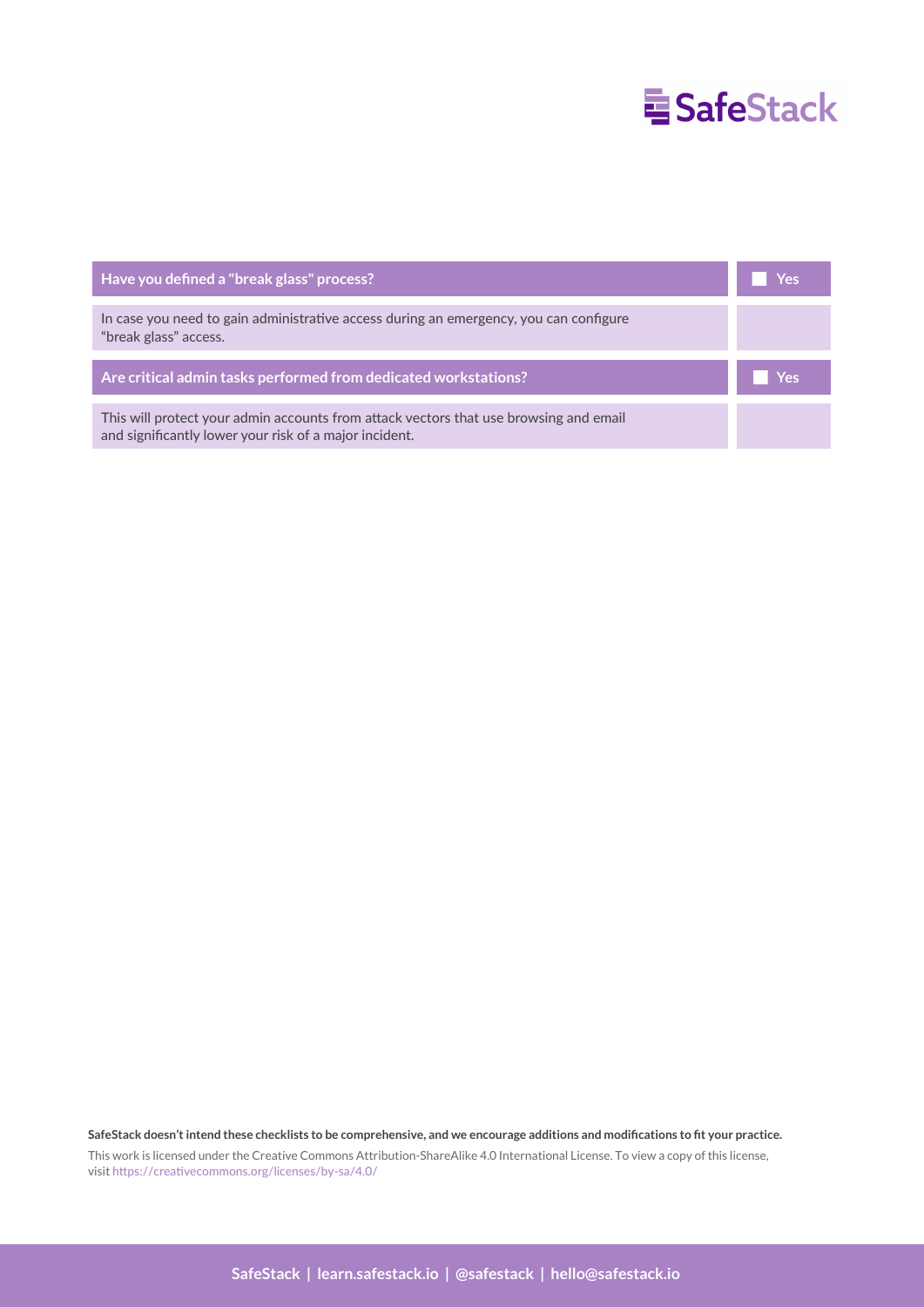| Have you defined a "break glass" process? | ☐ Yes |
|---|---|
| In case you need to gain administrative access during an emergency, you can configure "break glass" access. | |

| Are critical admin tasks performed from dedicated workstations? | ☐ Yes |
|---|---|
| This will protect your admin accounts from attack vectors that use browsing and email and significantly lower your risk of a major incident. | |

**SafeStack doesn't intend these checklists to be comprehensive, and we encourage additions and modifications to fit your practice.**

This work is licensed under the Creative Commons Attribution-ShareAlike 4.0 International License. To view a copy of this license, visit https://creativecommons.org/licenses/by-sa/4.0/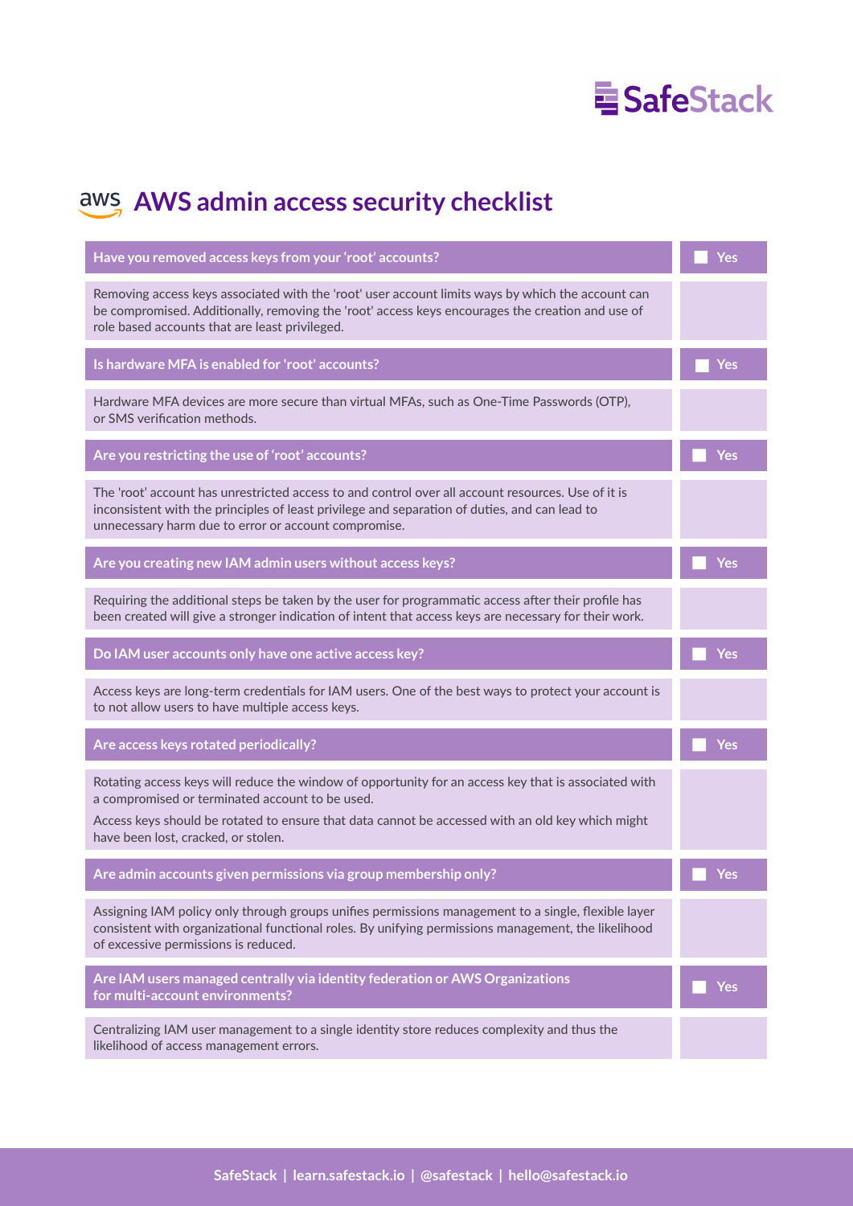# AWS admin access security checklist

| Question | |
|---|---|
| **Have you removed access keys from your 'root' accounts?** | ☐ Yes |
| Removing access keys associated with the 'root' user account limits ways by which the account can be compromised. Additionally, removing the 'root' access keys encourages the creation and use of role based accounts that are least privileged. | |
| **Is hardware MFA is enabled for 'root' accounts?** | ☐ Yes |
| Hardware MFA devices are more secure than virtual MFAs, such as One-Time Passwords (OTP), or SMS verification methods. | |
| **Are you restricting the use of 'root' accounts?** | ☐ Yes |
| The 'root' account has unrestricted access to and control over all account resources. Use of it is inconsistent with the principles of least privilege and separation of duties, and can lead to unnecessary harm due to error or account compromise. | |
| **Are you creating new IAM admin users without access keys?** | ☐ Yes |
| Requiring the additional steps be taken by the user for programmatic access after their profile has been created will give a stronger indication of intent that access keys are necessary for their work. | |
| **Do IAM user accounts only have one active access key?** | ☐ Yes |
| Access keys are long-term credentials for IAM users. One of the best ways to protect your account is to not allow users to have multiple access keys. | |
| **Are access keys rotated periodically?** | ☐ Yes |
| Rotating access keys will reduce the window of opportunity for an access key that is associated with a compromised or terminated account to be used.<br><br>Access keys should be rotated to ensure that data cannot be accessed with an old key which might have been lost, cracked, or stolen. | |
| **Are admin accounts given permissions via group membership only?** | ☐ Yes |
| Assigning IAM policy only through groups unifies permissions management to a single, flexible layer consistent with organizational functional roles. By unifying permissions management, the likelihood of excessive permissions is reduced. | |
| **Are IAM users managed centrally via identity federation or AWS Organizations for multi-account environments?** | ☐ Yes |
| Centralizing IAM user management to a single identity store reduces complexity and thus the likelihood of access management errors. | |

SafeStack | learn.safestack.io | @safestack | hello@safestack.io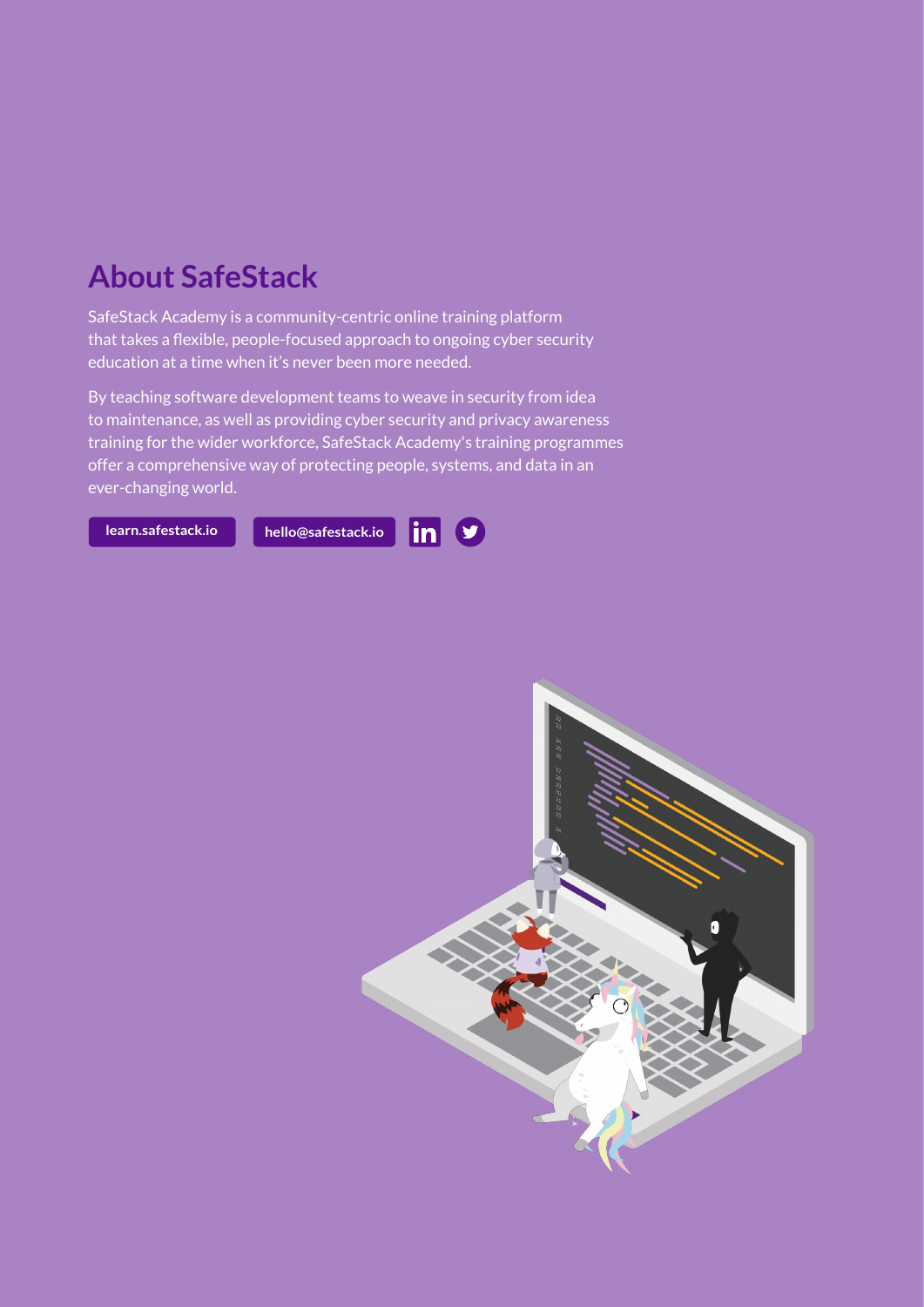## About SafeStack

SafeStack Academy is a community-centric online training platform that takes a flexible, people-focused approach to ongoing cyber security education at a time when it's never been more needed.

By teaching software development teams to weave in security from idea to maintenance, as well as providing cyber security and privacy awareness training for the wider workforce, SafeStack Academy's training programmes offer a comprehensive way of protecting people, systems, and data in an ever-changing world.

learn.safestack.io

hello@safestack.io